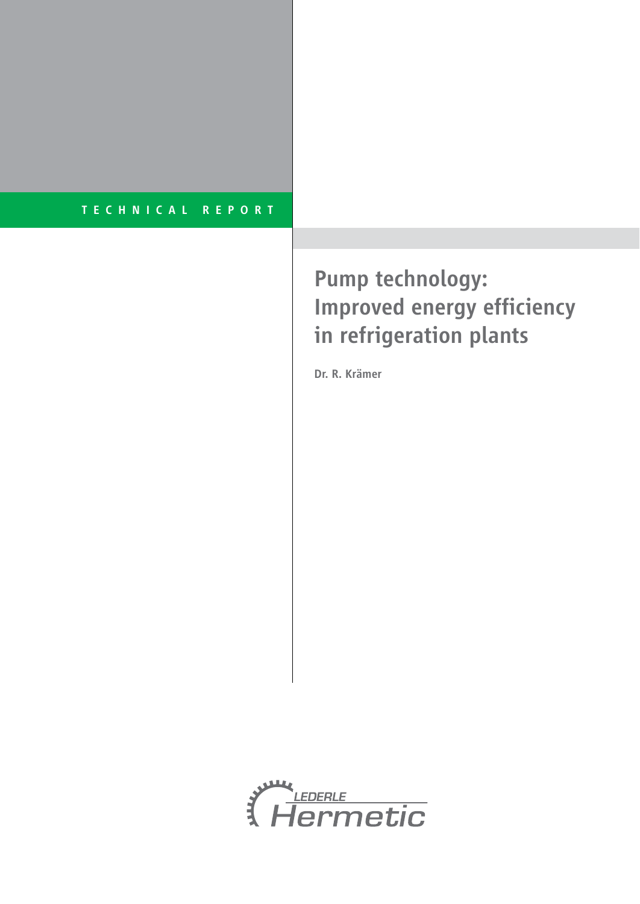TECHNICAL REPORT

# Pump technology: Improved energy efficiency in refrigeration plants

**Dr. R. Krämer**

LEDERLE Hermetic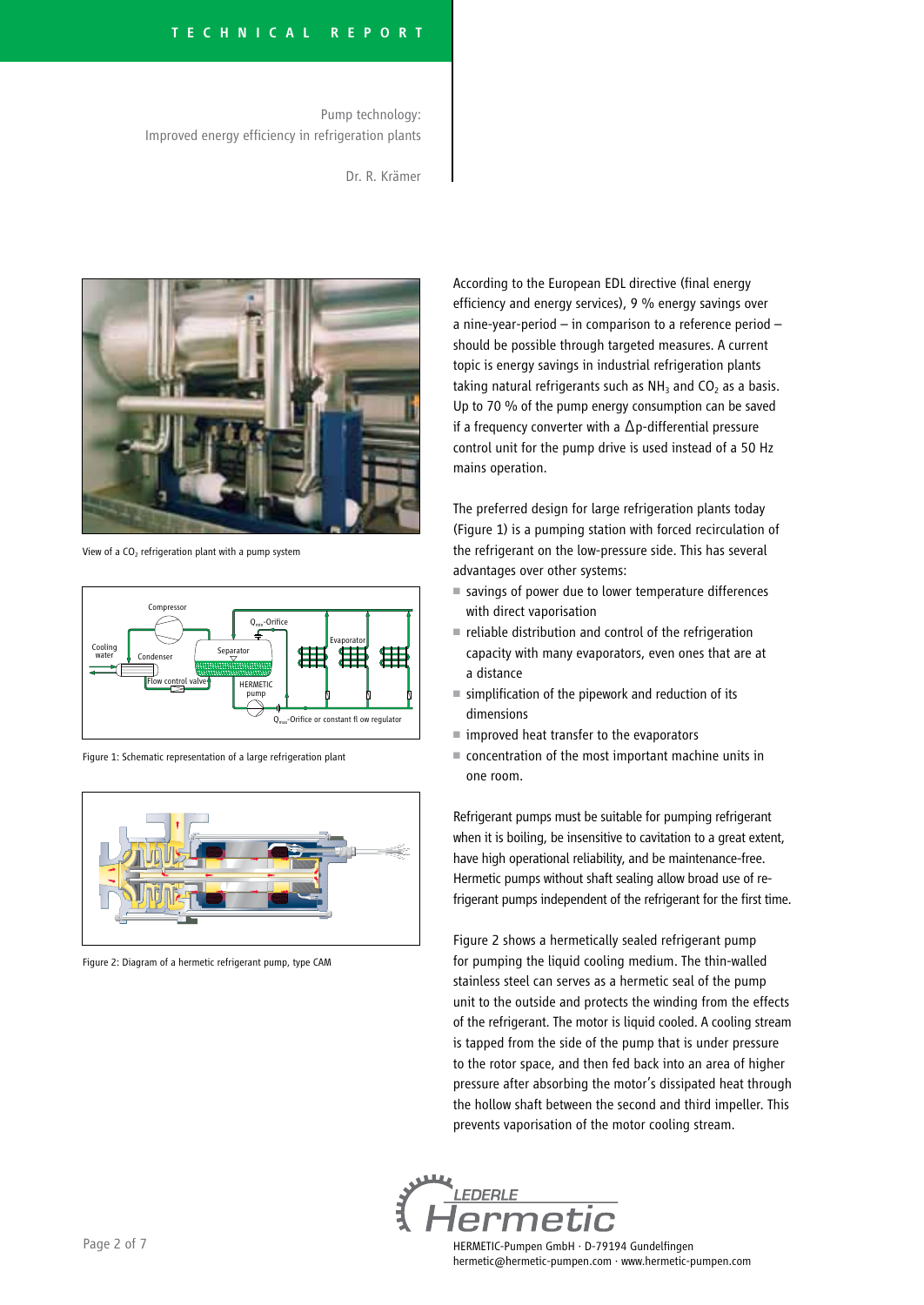Pump technology:
Improved energy efficiency in refrigeration plants

Dr. R. Krämer

View of a $CO_2$ refrigeration plant with a pump system

Figure 1: Schematic representation of a large refrigeration plant

Figure 2: Diagram of a hermetic refrigerant pump, type CAM

According to the European EDL directive (final energy efficiency and energy services), 9 % energy savings over a nine-year-period – in comparison to a reference period – should be possible through targeted measures. A current topic is energy savings in industrial refrigeration plants taking natural refrigerants such as $NH_3$ and $CO_2$ as a basis. Up to 70 % of the pump energy consumption can be saved if a frequency converter with a $\Delta$p-differential pressure control unit for the pump drive is used instead of a 50 Hz mains operation.

The preferred design for large refrigeration plants today (Figure 1) is a pumping station with forced recirculation of the refrigerant on the low-pressure side. This has several advantages over other systems:

- savings of power due to lower temperature differences with direct vaporisation
- reliable distribution and control of the refrigeration capacity with many evaporators, even ones that are at a distance
- simplification of the pipework and reduction of its dimensions
- improved heat transfer to the evaporators
- concentration of the most important machine units in one room.

Refrigerant pumps must be suitable for pumping refrigerant when it is boiling, be insensitive to cavitation to a great extent, have high operational reliability, and be maintenance-free. Hermetic pumps without shaft sealing allow broad use of refrigerant pumps independent of the refrigerant for the first time.

Figure 2 shows a hermetically sealed refrigerant pump for pumping the liquid cooling medium. The thin-walled stainless steel can serves as a hermetic seal of the pump unit to the outside and protects the winding from the effects of the refrigerant. The motor is liquid cooled. A cooling stream is tapped from the side of the pump that is under pressure to the rotor space, and then fed back into an area of higher pressure after absorbing the motor's dissipated heat through the hollow shaft between the second and third impeller. This prevents vaporisation of the motor cooling stream.

HERMETIC-Pumpen GmbH · D-79194 Gundelfingen
hermetic@hermetic-pumpen.com · www.hermetic-pumpen.com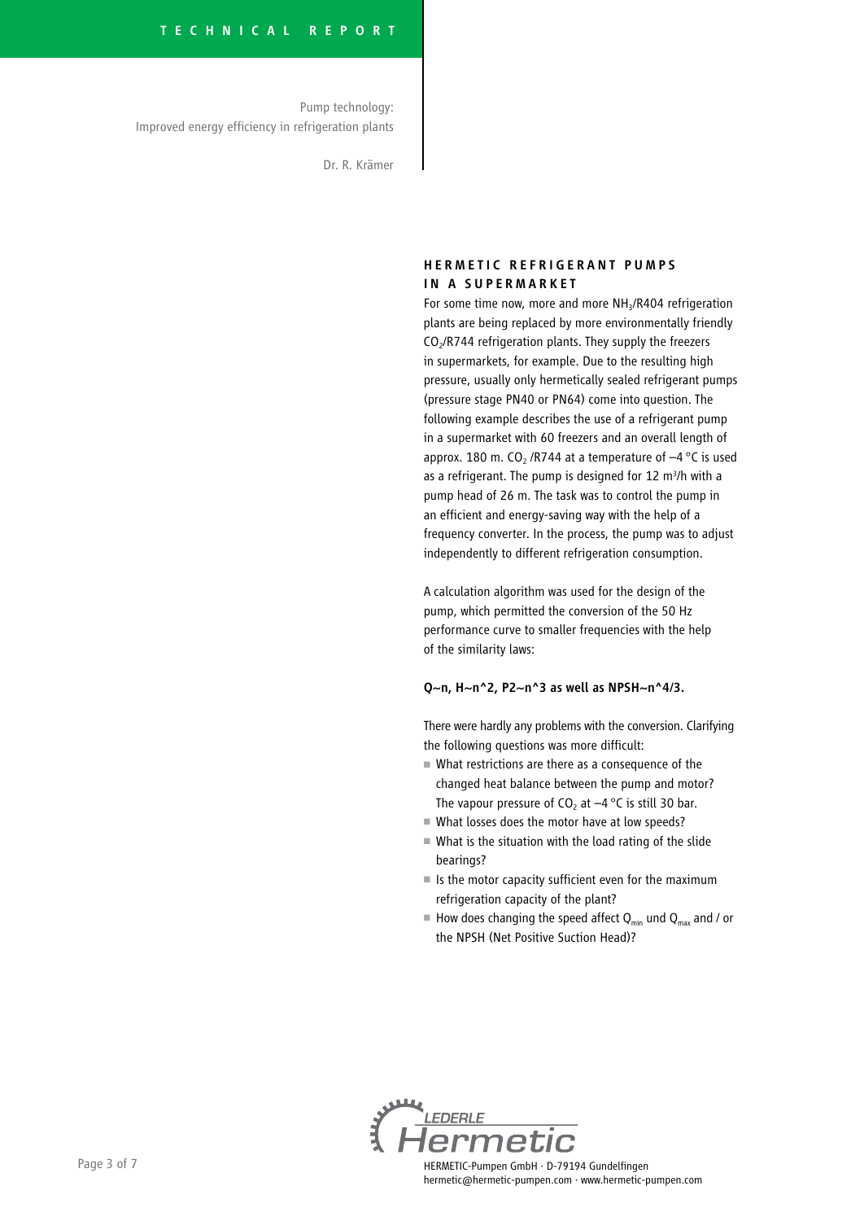## HERMETIC REFRIGERANT PUMPS IN A SUPERMARKET

For some time now, more and more $NH_3$/R404 refrigeration plants are being replaced by more environmentally friendly $CO_2$/R744 refrigeration plants. They supply the freezers in supermarkets, for example. Due to the resulting high pressure, usually only hermetically sealed refrigerant pumps (pressure stage PN40 or PN64) come into question. The following example describes the use of a refrigerant pump in a supermarket with 60 freezers and an overall length of approx. 180 m. $CO_2$ /R744 at a temperature of –4 °C is used as a refrigerant. The pump is designed for 12 $m^3$/h with a pump head of 26 m. The task was to control the pump in an efficient and energy-saving way with the help of a frequency converter. In the process, the pump was to adjust independently to different refrigeration consumption.

A calculation algorithm was used for the design of the pump, which permitted the conversion of the 50 Hz performance curve to smaller frequencies with the help of the similarity laws:

**Q~n, H~n^2, P2~n^3 as well as NPSH~n^4/3.**

There were hardly any problems with the conversion. Clarifying the following questions was more difficult:

- What restrictions are there as a consequence of the changed heat balance between the pump and motor? The vapour pressure of $CO_2$ at –4 °C is still 30 bar.
- What losses does the motor have at low speeds?
- What is the situation with the load rating of the slide bearings?
- Is the motor capacity sufficient even for the maximum refrigeration capacity of the plant?
- How does changing the speed affect $Q_{min}$ und $Q_{max}$ and / or the NPSH (Net Positive Suction Head)?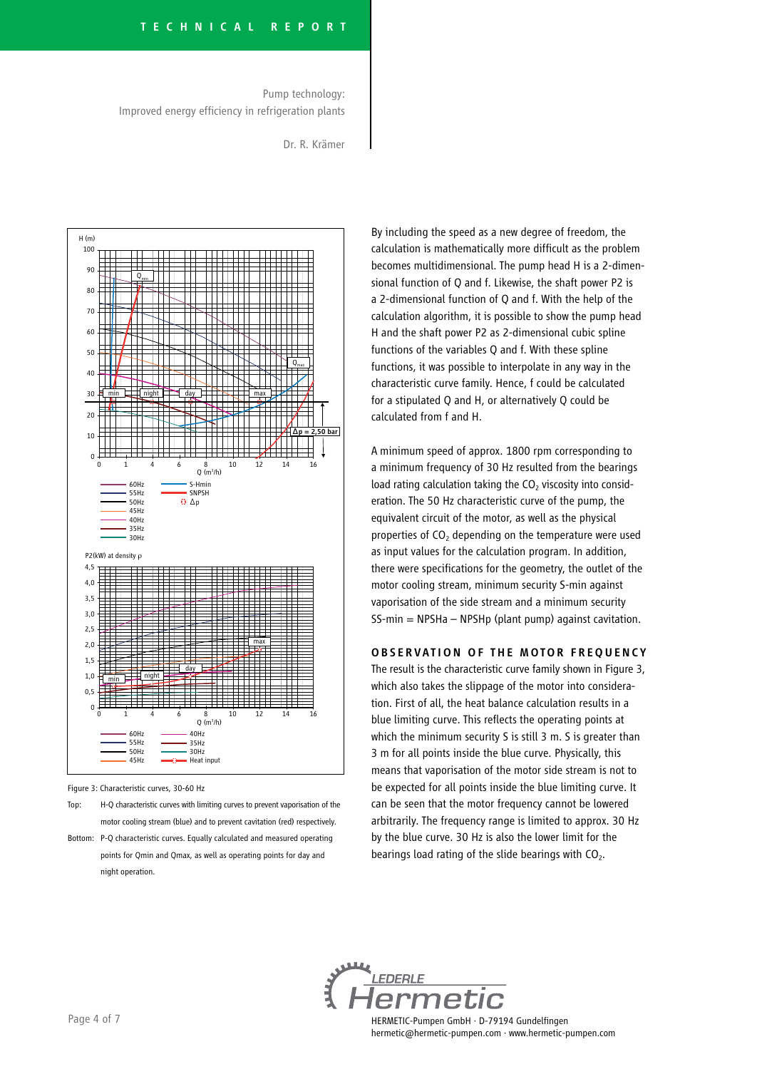Figure 3: Characteristic curves, 30-60 Hz

Top: H-Q characteristic curves with limiting curves to prevent vaporisation of the motor cooling stream (blue) and to prevent cavitation (red) respectively.

Bottom: P-Q characteristic curves. Equally calculated and measured operating points for Qmin and Qmax, as well as operating points for day and night operation.

By including the speed as a new degree of freedom, the calculation is mathematically more difficult as the problem becomes multidimensional. The pump head H is a 2-dimensional function of Q and f. Likewise, the shaft power P2 is a 2-dimensional function of Q and f. With the help of the calculation algorithm, it is possible to show the pump head H and the shaft power P2 as 2-dimensional cubic spline functions of the variables Q and f. With these spline functions, it was possible to interpolate in any way in the characteristic curve family. Hence, f could be calculated for a stipulated Q and H, or alternatively Q could be calculated from f and H.

A minimum speed of approx. 1800 rpm corresponding to a minimum frequency of 30 Hz resulted from the bearings load rating calculation taking the $CO_2$ viscosity into consideration. The 50 Hz characteristic curve of the pump, the equivalent circuit of the motor, as well as the physical properties of $CO_2$ depending on the temperature were used as input values for the calculation program. In addition, there were specifications for the geometry, the outlet of the motor cooling stream, minimum security S-min against vaporisation of the side stream and a minimum security SS-min = NPSHa – NPSHp (plant pump) against cavitation.

## OBSERVATION OF THE MOTOR FREQUENCY

The result is the characteristic curve family shown in Figure 3, which also takes the slippage of the motor into consideration. First of all, the heat balance calculation results in a blue limiting curve. This reflects the operating points at which the minimum security S is still 3 m. S is greater than 3 m for all points inside the blue curve. Physically, this means that vaporisation of the motor side stream is not to be expected for all points inside the blue limiting curve. It can be seen that the motor frequency cannot be lowered arbitrarily. The frequency range is limited to approx. 30 Hz by the blue curve. 30 Hz is also the lower limit for the bearings load rating of the slide bearings with $CO_2$.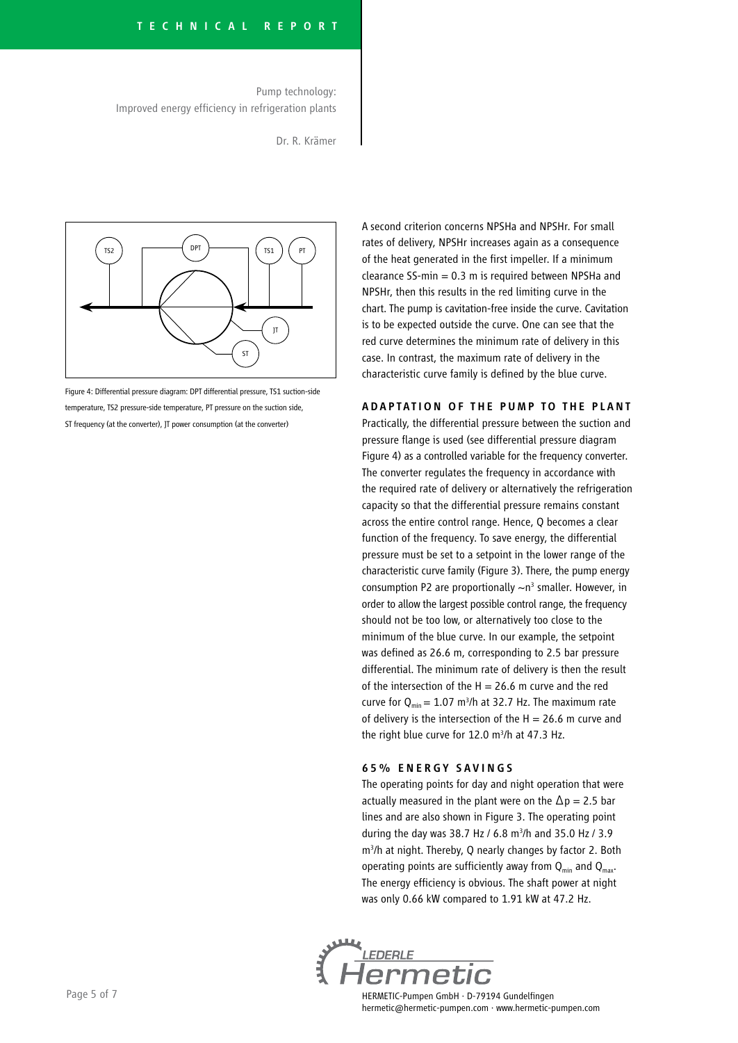Figure 4: Differential pressure diagram: DPT differential pressure, TS1 suction-side temperature, TS2 pressure-side temperature, PT pressure on the suction side, ST frequency (at the converter), JT power consumption (at the converter)

A second criterion concerns NPSHa and NPSHr. For small rates of delivery, NPSHr increases again as a consequence of the heat generated in the first impeller. If a minimum clearance SS-min = 0.3 m is required between NPSHa and NPSHr, then this results in the red limiting curve in the chart. The pump is cavitation-free inside the curve. Cavitation is to be expected outside the curve. One can see that the red curve determines the minimum rate of delivery in this case. In contrast, the maximum rate of delivery in the characteristic curve family is defined by the blue curve.

## ADAPTATION OF THE PUMP TO THE PLANT

Practically, the differential pressure between the suction and pressure flange is used (see differential pressure diagram Figure 4) as a controlled variable for the frequency converter. The converter regulates the frequency in accordance with the required rate of delivery or alternatively the refrigeration capacity so that the differential pressure remains constant across the entire control range. Hence, Q becomes a clear function of the frequency. To save energy, the differential pressure must be set to a setpoint in the lower range of the characteristic curve family (Figure 3). There, the pump energy consumption P2 are proportionally $\sim n^3$ smaller. However, in order to allow the largest possible control range, the frequency should not be too low, or alternatively too close to the minimum of the blue curve. In our example, the setpoint was defined as 26.6 m, corresponding to 2.5 bar pressure differential. The minimum rate of delivery is then the result of the intersection of the H = 26.6 m curve and the red curve for $Q_{min} = 1.07$ m$^3$/h at 32.7 Hz. The maximum rate of delivery is the intersection of the H = 26.6 m curve and the right blue curve for 12.0 m$^3$/h at 47.3 Hz.

## 65% ENERGY SAVINGS

The operating points for day and night operation that were actually measured in the plant were on the $\Delta p = 2.5$ bar lines and are also shown in Figure 3. The operating point during the day was 38.7 Hz / 6.8 m$^3$/h and 35.0 Hz / 3.9 m$^3$/h at night. Thereby, Q nearly changes by factor 2. Both operating points are sufficiently away from $Q_{min}$ and $Q_{max}$. The energy efficiency is obvious. The shaft power at night was only 0.66 kW compared to 1.91 kW at 47.2 Hz.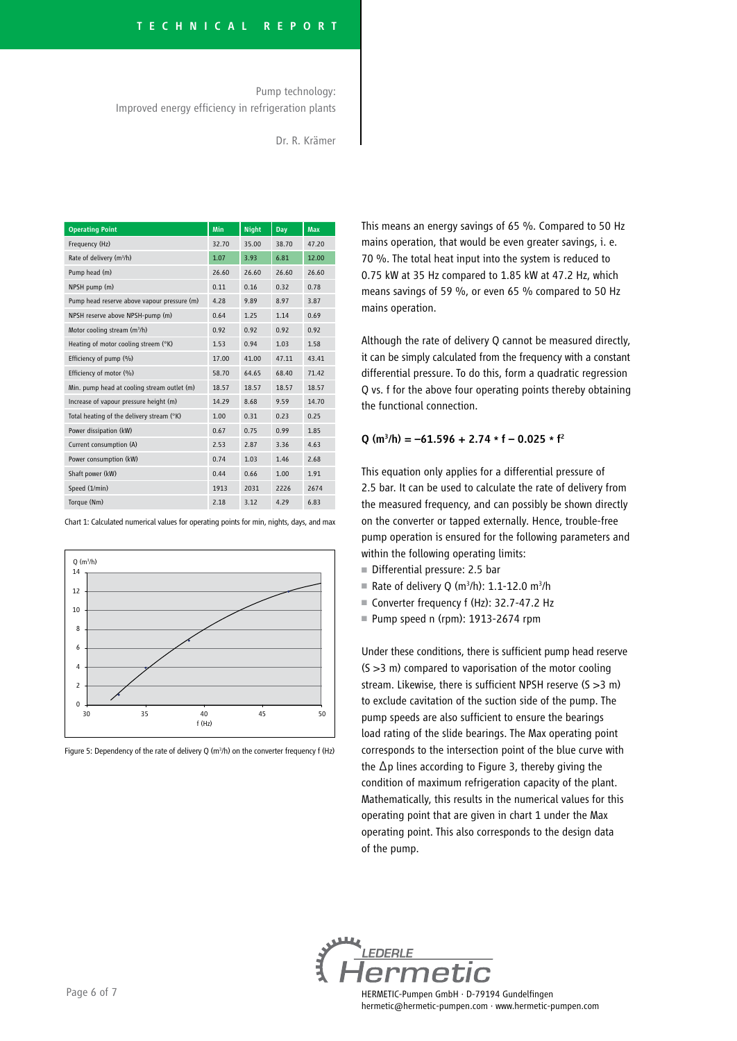Pump technology:
Improved energy efficiency in refrigeration plants

Dr. R. Krämer

| Operating Point | Min | Night | Day | Max |
|---|---|---|---|---|
| Frequency (Hz) | 32.70 | 35.00 | 38.70 | 47.20 |
| Rate of delivery ($m^3/h$) | 1.07 | 3.93 | 6.81 | 12.00 |
| Pump head (m) | 26.60 | 26.60 | 26.60 | 26.60 |
| NPSH pump (m) | 0.11 | 0.16 | 0.32 | 0.78 |
| Pump head reserve above vapour pressure (m) | 4.28 | 9.89 | 8.97 | 3.87 |
| NPSH reserve above NPSH-pump (m) | 0.64 | 1.25 | 1.14 | 0.69 |
| Motor cooling stream ($m^3/h$) | 0.92 | 0.92 | 0.92 | 0.92 |
| Heating of motor cooling streem (°K) | 1.53 | 0.94 | 1.03 | 1.58 |
| Efficiency of pump (%) | 17.00 | 41.00 | 47.11 | 43.41 |
| Efficiency of motor (%) | 58.70 | 64.65 | 68.40 | 71.42 |
| Min. pump head at cooling stream outlet (m) | 18.57 | 18.57 | 18.57 | 18.57 |
| Increase of vapour pressure height (m) | 14.29 | 8.68 | 9.59 | 14.70 |
| Total heating of the delivery stream (°K) | 1.00 | 0.31 | 0.23 | 0.25 |
| Power dissipation (kW) | 0.67 | 0.75 | 0.99 | 1.85 |
| Current consumption (A) | 2.53 | 2.87 | 3.36 | 4.63 |
| Power consumption (kW) | 0.74 | 1.03 | 1.46 | 2.68 |
| Shaft power (kW) | 0.44 | 0.66 | 1.00 | 1.91 |
| Speed (1/min) | 1913 | 2031 | 2226 | 2674 |
| Torque (Nm) | 2.18 | 3.12 | 4.29 | 6.83 |

Chart 1: Calculated numerical values for operating points for min, nights, days, and max

Figure 5: Dependency of the rate of delivery Q ($m^3/h$) on the converter frequency f (Hz)

This means an energy savings of 65 %. Compared to 50 Hz mains operation, that would be even greater savings, i. e. 70 %. The total heat input into the system is reduced to 0.75 kW at 35 Hz compared to 1.85 kW at 47.2 Hz, which means savings of 59 %, or even 65 % compared to 50 Hz mains operation.

Although the rate of delivery Q cannot be measured directly, it can be simply calculated from the frequency with a constant differential pressure. To do this, form a quadratic regression Q vs. f for the above four operating points thereby obtaining the functional connection.

$$\mathbf{Q\ (m^3/h) = -61.596 + 2.74 * f - 0.025 * f^2}$$

This equation only applies for a differential pressure of 2.5 bar. It can be used to calculate the rate of delivery from the measured frequency, and can possibly be shown directly on the converter or tapped externally. Hence, trouble-free pump operation is ensured for the following parameters and within the following operating limits:

- Differential pressure: 2.5 bar
- Rate of delivery Q ($m^3/h$): 1.1-12.0 $m^3/h$
- Converter frequency f (Hz): 32.7-47.2 Hz
- Pump speed n (rpm): 1913-2674 rpm

Under these conditions, there is sufficient pump head reserve (S >3 m) compared to vaporisation of the motor cooling stream. Likewise, there is sufficient NPSH reserve (S >3 m) to exclude cavitation of the suction side of the pump. The pump speeds are also sufficient to ensure the bearings load rating of the slide bearings. The Max operating point corresponds to the intersection point of the blue curve with the $\Delta$p lines according to Figure 3, thereby giving the condition of maximum refrigeration capacity of the plant. Mathematically, this results in the numerical values for this operating point that are given in chart 1 under the Max operating point. This also corresponds to the design data of the pump.

HERMETIC-Pumpen GmbH · D-79194 Gundelfingen
hermetic@hermetic-pumpen.com · www.hermetic-pumpen.com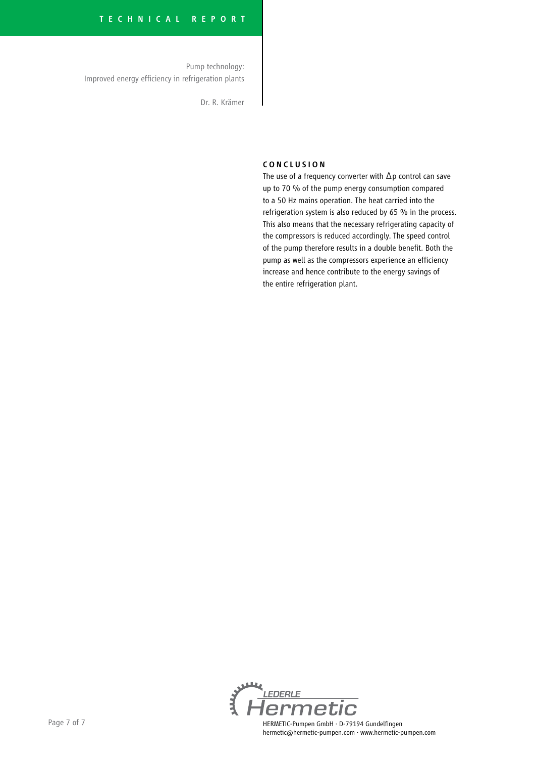## CONCLUSION

The use of a frequency converter with $\Delta p$ control can save up to 70 % of the pump energy consumption compared to a 50 Hz mains operation. The heat carried into the refrigeration system is also reduced by 65 % in the process. This also means that the necessary refrigerating capacity of the compressors is reduced accordingly. The speed control of the pump therefore results in a double benefit. Both the pump as well as the compressors experience an efficiency increase and hence contribute to the energy savings of the entire refrigeration plant.